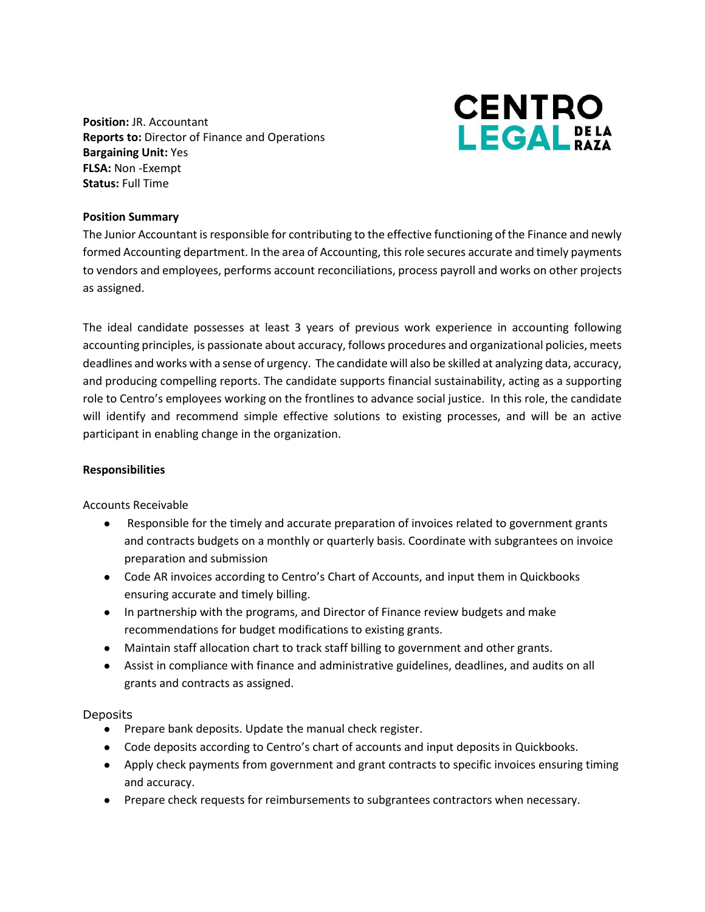CENTRO LEGAL DE LA RAZA

**Position:** JR. Accountant
**Reports to:** Director of Finance and Operations
**Bargaining Unit:** Yes
**FLSA:** Non -Exempt
**Status:** Full Time

**Position Summary**

The Junior Accountant is responsible for contributing to the effective functioning of the Finance and newly formed Accounting department. In the area of Accounting, this role secures accurate and timely payments to vendors and employees, performs account reconciliations, process payroll and works on other projects as assigned.

The ideal candidate possesses at least 3 years of previous work experience in accounting following accounting principles, is passionate about accuracy, follows procedures and organizational policies, meets deadlines and works with a sense of urgency. The candidate will also be skilled at analyzing data, accuracy, and producing compelling reports. The candidate supports financial sustainability, acting as a supporting role to Centro's employees working on the frontlines to advance social justice. In this role, the candidate will identify and recommend simple effective solutions to existing processes, and will be an active participant in enabling change in the organization.

**Responsibilities**

Accounts Receivable

- Responsible for the timely and accurate preparation of invoices related to government grants and contracts budgets on a monthly or quarterly basis. Coordinate with subgrantees on invoice preparation and submission
- Code AR invoices according to Centro's Chart of Accounts, and input them in Quickbooks ensuring accurate and timely billing.
- In partnership with the programs, and Director of Finance review budgets and make recommendations for budget modifications to existing grants.
- Maintain staff allocation chart to track staff billing to government and other grants.
- Assist in compliance with finance and administrative guidelines, deadlines, and audits on all grants and contracts as assigned.

Deposits

- Prepare bank deposits. Update the manual check register.
- Code deposits according to Centro's chart of accounts and input deposits in Quickbooks.
- Apply check payments from government and grant contracts to specific invoices ensuring timing and accuracy.
- Prepare check requests for reimbursements to subgrantees contractors when necessary.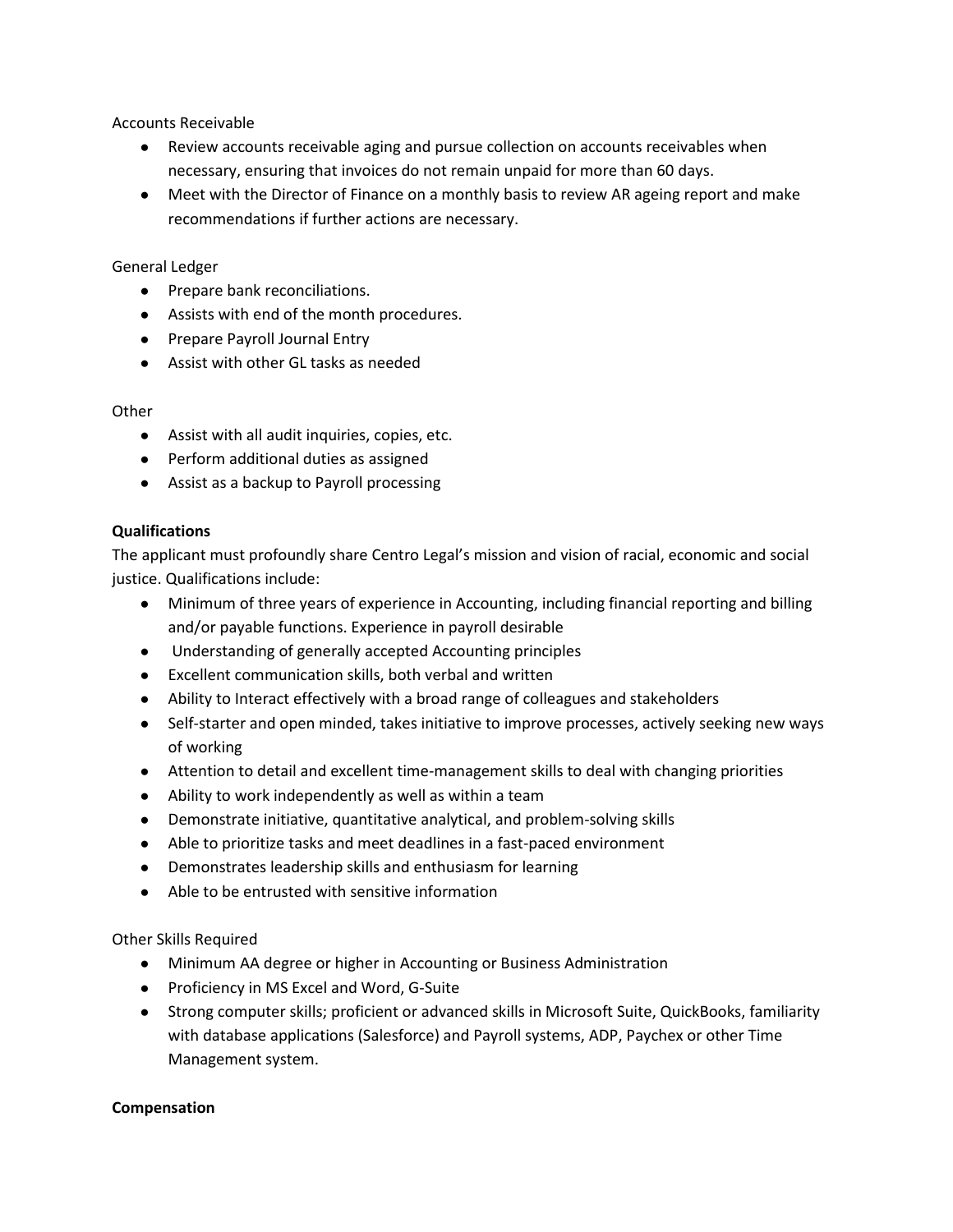Accounts Receivable

- Review accounts receivable aging and pursue collection on accounts receivables when necessary, ensuring that invoices do not remain unpaid for more than 60 days.
- Meet with the Director of Finance on a monthly basis to review AR ageing report and make recommendations if further actions are necessary.

General Ledger

- Prepare bank reconciliations.
- Assists with end of the month procedures.
- Prepare Payroll Journal Entry
- Assist with other GL tasks as needed

Other

- Assist with all audit inquiries, copies, etc.
- Perform additional duties as assigned
- Assist as a backup to Payroll processing

**Qualifications**

The applicant must profoundly share Centro Legal's mission and vision of racial, economic and social justice. Qualifications include:

- Minimum of three years of experience in Accounting, including financial reporting and billing and/or payable functions. Experience in payroll desirable
- Understanding of generally accepted Accounting principles
- Excellent communication skills, both verbal and written
- Ability to Interact effectively with a broad range of colleagues and stakeholders
- Self-starter and open minded, takes initiative to improve processes, actively seeking new ways of working
- Attention to detail and excellent time-management skills to deal with changing priorities
- Ability to work independently as well as within a team
- Demonstrate initiative, quantitative analytical, and problem-solving skills
- Able to prioritize tasks and meet deadlines in a fast-paced environment
- Demonstrates leadership skills and enthusiasm for learning
- Able to be entrusted with sensitive information

Other Skills Required

- Minimum AA degree or higher in Accounting or Business Administration
- Proficiency in MS Excel and Word, G-Suite
- Strong computer skills; proficient or advanced skills in Microsoft Suite, QuickBooks, familiarity with database applications (Salesforce) and Payroll systems, ADP, Paychex or other Time Management system.

**Compensation**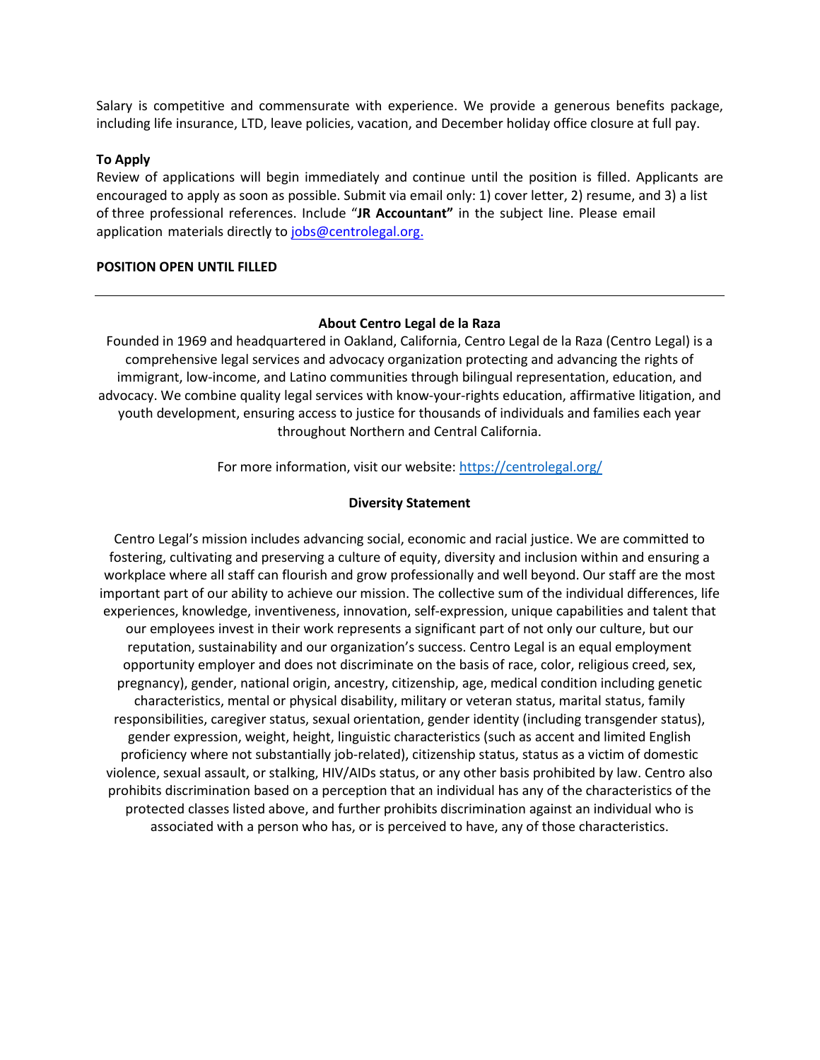Salary is competitive and commensurate with experience. We provide a generous benefits package, including life insurance, LTD, leave policies, vacation, and December holiday office closure at full pay.

**To Apply**

Review of applications will begin immediately and continue until the position is filled. Applicants are encouraged to apply as soon as possible. Submit via email only: 1) cover letter, 2) resume, and 3) a list of three professional references. Include "**JR Accountant"** in the subject line. Please email application materials directly to jobs@centrolegal.org.

**POSITION OPEN UNTIL FILLED**

---

**About Centro Legal de la Raza**

Founded in 1969 and headquartered in Oakland, California, Centro Legal de la Raza (Centro Legal) is a comprehensive legal services and advocacy organization protecting and advancing the rights of immigrant, low-income, and Latino communities through bilingual representation, education, and advocacy. We combine quality legal services with know-your-rights education, affirmative litigation, and youth development, ensuring access to justice for thousands of individuals and families each year throughout Northern and Central California.

For more information, visit our website: https://centrolegal.org/

**Diversity Statement**

Centro Legal's mission includes advancing social, economic and racial justice. We are committed to fostering, cultivating and preserving a culture of equity, diversity and inclusion within and ensuring a workplace where all staff can flourish and grow professionally and well beyond. Our staff are the most important part of our ability to achieve our mission. The collective sum of the individual differences, life experiences, knowledge, inventiveness, innovation, self-expression, unique capabilities and talent that our employees invest in their work represents a significant part of not only our culture, but our reputation, sustainability and our organization's success. Centro Legal is an equal employment opportunity employer and does not discriminate on the basis of race, color, religious creed, sex, pregnancy), gender, national origin, ancestry, citizenship, age, medical condition including genetic characteristics, mental or physical disability, military or veteran status, marital status, family responsibilities, caregiver status, sexual orientation, gender identity (including transgender status), gender expression, weight, height, linguistic characteristics (such as accent and limited English proficiency where not substantially job-related), citizenship status, status as a victim of domestic violence, sexual assault, or stalking, HIV/AIDs status, or any other basis prohibited by law. Centro also prohibits discrimination based on a perception that an individual has any of the characteristics of the protected classes listed above, and further prohibits discrimination against an individual who is associated with a person who has, or is perceived to have, any of those characteristics.